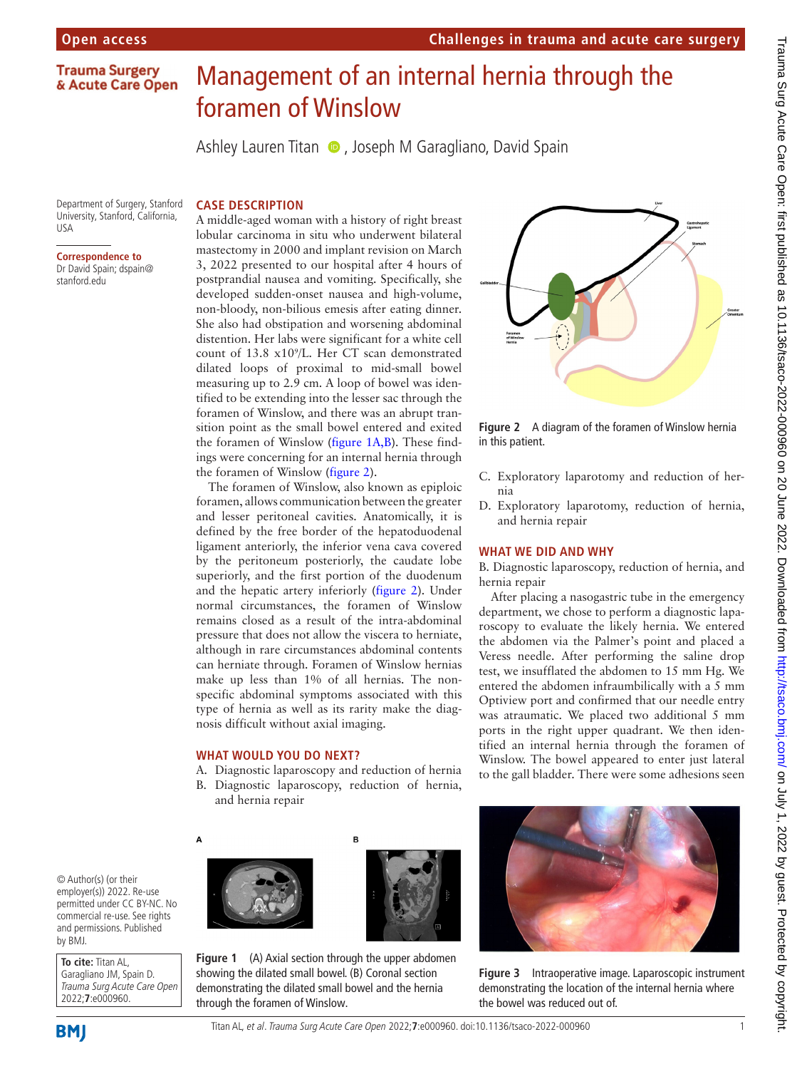# Management of an internal hernia through the foramen of Winslow

Ashley Lauren Titan, Joseph M Garagliano, David Spain

Department of Surgery, Stanford University, Stanford, California, USA

**Correspondence to**
Dr David Spain; dspain@stanford.edu

© Author(s) (or their employer(s)) 2022. Re-use permitted under CC BY-NC. No commercial re-use. See rights and permissions. Published by BMJ.

**To cite:** Titan AL, Garagliano JM, Spain D. *Trauma Surg Acute Care Open* 2022;**7**:e000960.

## CASE DESCRIPTION

A middle-aged woman with a history of right breast lobular carcinoma in situ who underwent bilateral mastectomy in 2000 and implant revision on March 3, 2022 presented to our hospital after 4 hours of postprandial nausea and vomiting. Specifically, she developed sudden-onset nausea and high-volume, non-bloody, non-bilious emesis after eating dinner. She also had obstipation and worsening abdominal distention. Her labs were significant for a white cell count of 13.8 $\times10^9$/L. Her CT scan demonstrated dilated loops of proximal to mid-small bowel measuring up to 2.9 cm. A loop of bowel was identified to be extending into the lesser sac through the foramen of Winslow, and there was an abrupt transition point as the small bowel entered and exited the foramen of Winslow (figure 1A,B). These findings were concerning for an internal hernia through the foramen of Winslow (figure 2).

The foramen of Winslow, also known as epiploic foramen, allows communication between the greater and lesser peritoneal cavities. Anatomically, it is defined by the free border of the hepatoduodenal ligament anteriorly, the inferior vena cava covered by the peritoneum posteriorly, the caudate lobe superiorly, and the first portion of the duodenum and the hepatic artery inferiorly (figure 2). Under normal circumstances, the foramen of Winslow remains closed as a result of the intra-abdominal pressure that does not allow the viscera to herniate, although in rare circumstances abdominal contents can herniate through. Foramen of Winslow hernias make up less than 1% of all hernias. The nonspecific abdominal symptoms associated with this type of hernia as well as its rarity make the diagnosis difficult without axial imaging.

Figure 1 (A) Axial section through the upper abdomen showing the dilated small bowel. (B) Coronal section demonstrating the dilated small bowel and the hernia through the foramen of Winslow.

Figure 2 A diagram of the foramen of Winslow hernia in this patient.

## WHAT WOULD YOU DO NEXT?

A. Diagnostic laparoscopy and reduction of hernia
B. Diagnostic laparoscopy, reduction of hernia, and hernia repair
C. Exploratory laparotomy and reduction of hernia
D. Exploratory laparotomy, reduction of hernia, and hernia repair

## WHAT WE DID AND WHY

B. Diagnostic laparoscopy, reduction of hernia, and hernia repair

After placing a nasogastric tube in the emergency department, we chose to perform a diagnostic laparoscopy to evaluate the likely hernia. We entered the abdomen via the Palmer's point and placed a Veress needle. After performing the saline drop test, we insufflated the abdomen to 15 mm Hg. We entered the abdomen infraumbilically with a 5 mm Optiview port and confirmed that our needle entry was atraumatic. We placed two additional 5 mm ports in the right upper quadrant. We then identified an internal hernia through the foramen of Winslow. The bowel appeared to enter just lateral to the gall bladder. There were some adhesions seen

Figure 3 Intraoperative image. Laparoscopic instrument demonstrating the location of the internal hernia where the bowel was reduced out of.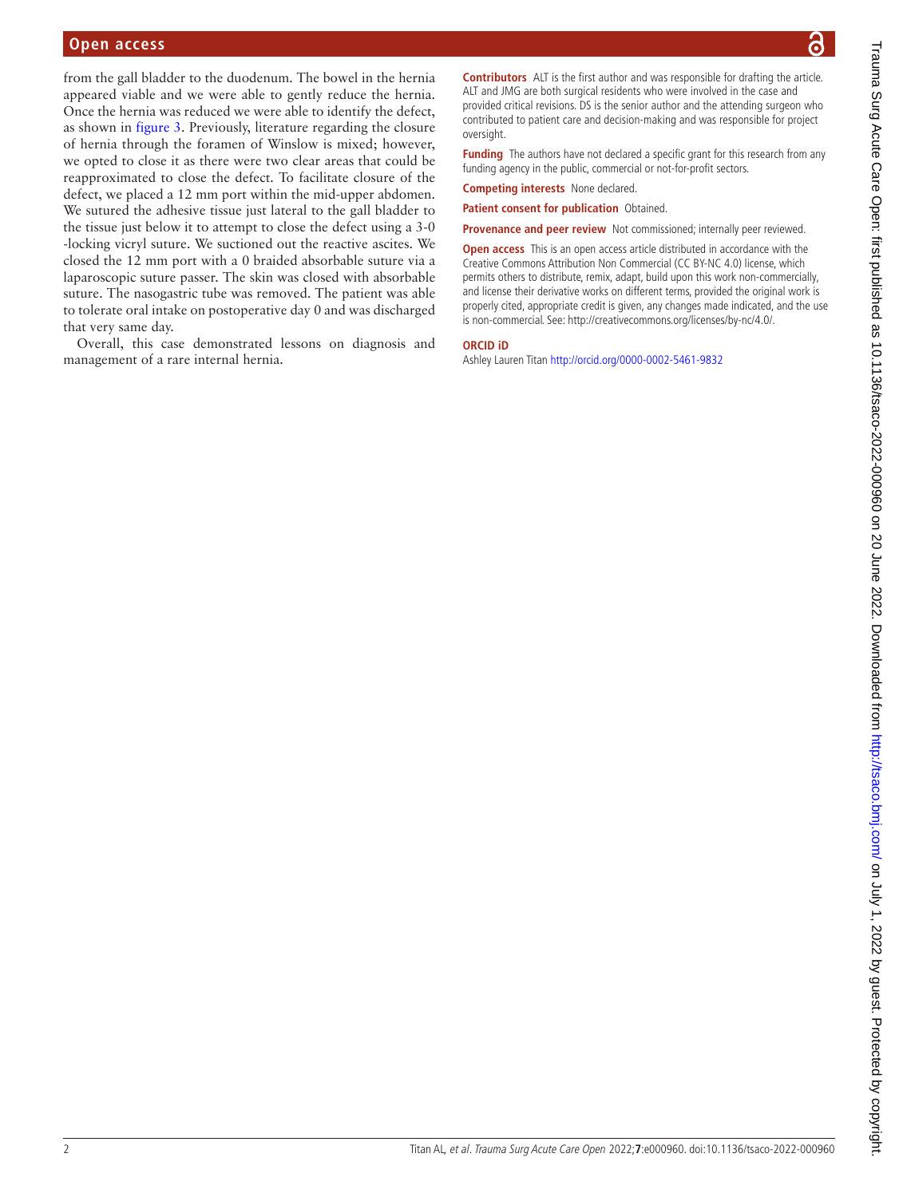from the gall bladder to the duodenum. The bowel in the hernia appeared viable and we were able to gently reduce the hernia. Once the hernia was reduced we were able to identify the defect, as shown in figure 3. Previously, literature regarding the closure of hernia through the foramen of Winslow is mixed; however, we opted to close it as there were two clear areas that could be reapproximated to close the defect. To facilitate closure of the defect, we placed a 12 mm port within the mid-upper abdomen. We sutured the adhesive tissue just lateral to the gall bladder to the tissue just below it to attempt to close the defect using a 3-0 -locking vicryl suture. We suctioned out the reactive ascites. We closed the 12 mm port with a 0 braided absorbable suture via a laparoscopic suture passer. The skin was closed with absorbable suture. The nasogastric tube was removed. The patient was able to tolerate oral intake on postoperative day 0 and was discharged that very same day.

Overall, this case demonstrated lessons on diagnosis and management of a rare internal hernia.

**Contributors** ALT is the first author and was responsible for drafting the article. ALT and JMG are both surgical residents who were involved in the case and provided critical revisions. DS is the senior author and the attending surgeon who contributed to patient care and decision-making and was responsible for project oversight.

**Funding** The authors have not declared a specific grant for this research from any funding agency in the public, commercial or not-for-profit sectors.

**Competing interests** None declared.

**Patient consent for publication** Obtained.

**Provenance and peer review** Not commissioned; internally peer reviewed.

**Open access** This is an open access article distributed in accordance with the Creative Commons Attribution Non Commercial (CC BY-NC 4.0) license, which permits others to distribute, remix, adapt, build upon this work non-commercially, and license their derivative works on different terms, provided the original work is properly cited, appropriate credit is given, any changes made indicated, and the use is non-commercial. See: http://creativecommons.org/licenses/by-nc/4.0/.

**ORCID iD**

Ashley Lauren Titan http://orcid.org/0000-0002-5461-9832